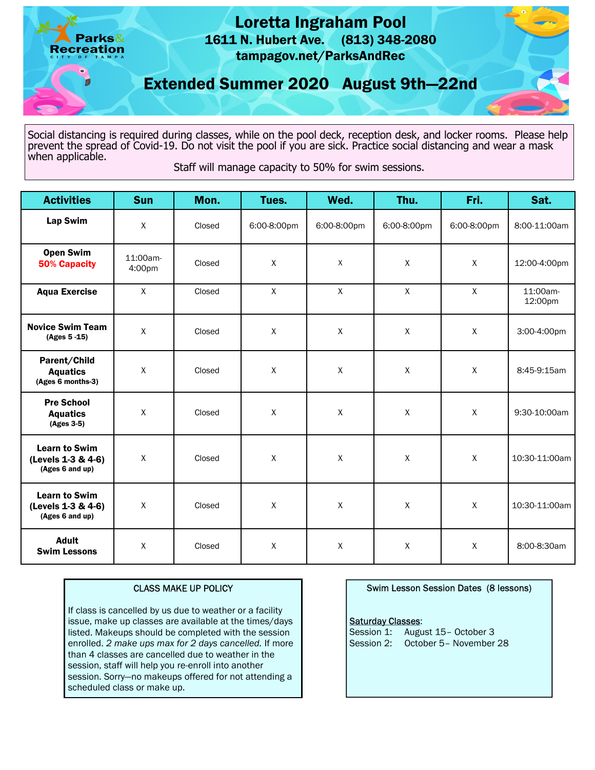Parks & Recreation
CITY OF TAMPA

# Loretta Ingraham Pool

**1611 N. Hubert Ave. (813) 348-2080**

**tampagov.net/ParksAndRec**

## Extended Summer 2020 August 9th—22nd

Social distancing is required during classes, while on the pool deck, reception desk, and locker rooms. Please help prevent the spread of Covid-19. Do not visit the pool if you are sick. Practice social distancing and wear a mask when applicable.

Staff will manage capacity to 50% for swim sessions.

| Activities | Sun | Mon. | Tues. | Wed. | Thu. | Fri. | Sat. |
|---|---|---|---|---|---|---|---|
| **Lap Swim** | X | Closed | 6:00-8:00pm | 6:00-8:00pm | 6:00-8:00pm | 6:00-8:00pm | 8:00-11:00am |
| **Open Swim** **50% Capacity** | 11:00am-4:00pm | Closed | X | X | X | X | 12:00-4:00pm |
| **Aqua Exercise** | X | Closed | X | X | X | X | 11:00am-12:00pm |
| **Novice Swim Team** (Ages 5 -15) | X | Closed | X | X | X | X | 3:00-4:00pm |
| **Parent/Child Aquatics** (Ages 6 months-3) | X | Closed | X | X | X | X | 8:45-9:15am |
| **Pre School Aquatics** (Ages 3-5) | X | Closed | X | X | X | X | 9:30-10:00am |
| **Learn to Swim (Levels 1-3 & 4-6)** (Ages 6 and up) | X | Closed | X | X | X | X | 10:30-11:00am |
| **Learn to Swim (Levels 1-3 & 4-6)** (Ages 6 and up) | X | Closed | X | X | X | X | 10:30-11:00am |
| **Adult Swim Lessons** | X | Closed | X | X | X | X | 8:00-8:30am |

### CLASS MAKE UP POLICY

If class is cancelled by us due to weather or a facility issue, make up classes are available at the times/days listed. Makeups should be completed with the session enrolled. *2 make ups max for 2 days cancelled.* If more than 4 classes are cancelled due to weather in the session, staff will help you re-enroll into another session. Sorry—no makeups offered for not attending a scheduled class or make up.

### Swim Lesson Session Dates (8 lessons)

Saturday Classes:

Session 1: August 15– October 3

Session 2: October 5– November 28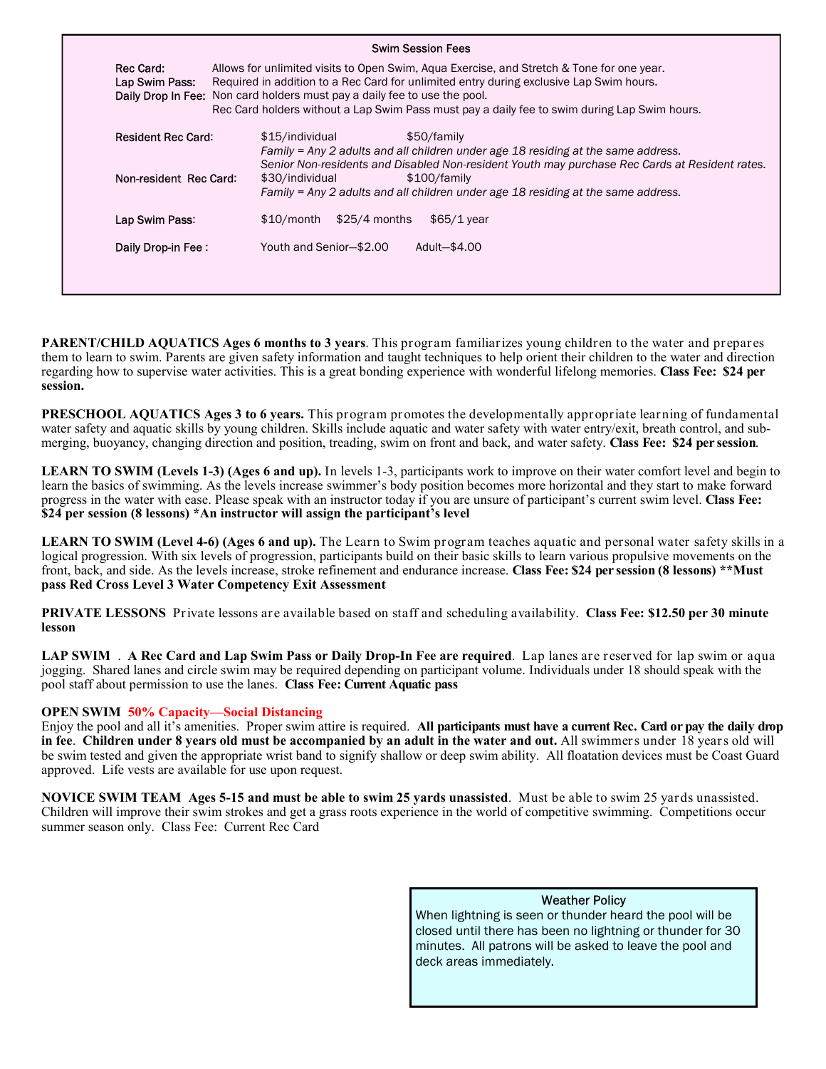## Swim Session Fees

**Rec Card:** Allows for unlimited visits to Open Swim, Aqua Exercise, and Stretch & Tone for one year.
**Lap Swim Pass:** Required in addition to a Rec Card for unlimited entry during exclusive Lap Swim hours.
**Daily Drop In Fee:** Non card holders must pay a daily fee to use the pool.
Rec Card holders without a Lap Swim Pass must pay a daily fee to swim during Lap Swim hours.

| | | |
|---|---|---|
| Resident Rec Card: | $15/individual | $50/family |
| | *Family = Any 2 adults and all children under age 18 residing at the same address.* | |
| | *Senior Non-residents and Disabled Non-resident Youth may purchase Rec Cards at Resident rates.* | |
| Non-resident Rec Card: | $30/individual | $100/family |
| | *Family = Any 2 adults and all children under age 18 residing at the same address.* | |
| Lap Swim Pass: | $10/month $25/4 months | $65/1 year |
| Daily Drop-in Fee : | Youth and Senior—$2.00 | Adult—$4.00 |

**PARENT/CHILD AQUATICS Ages 6 months to 3 years**. This program familiarizes young children to the water and prepares them to learn to swim. Parents are given safety information and taught techniques to help orient their children to the water and direction regarding how to supervise water activities. This is a great bonding experience with wonderful lifelong memories. **Class Fee: $24 per session.**

**PRESCHOOL AQUATICS Ages 3 to 6 years.** This program promotes the developmentally appropriate learning of fundamental water safety and aquatic skills by young children. Skills include aquatic and water safety with water entry/exit, breath control, and submerging, buoyancy, changing direction and position, treading, swim on front and back, and water safety. **Class Fee: $24 per session**.

**LEARN TO SWIM (Levels 1-3) (Ages 6 and up).** In levels 1-3, participants work to improve on their water comfort level and begin to learn the basics of swimming. As the levels increase swimmer's body position becomes more horizontal and they start to make forward progress in the water with ease. Please speak with an instructor today if you are unsure of participant's current swim level. **Class Fee: $24 per session (8 lessons) *An instructor will assign the participant's level**

**LEARN TO SWIM (Level 4-6) (Ages 6 and up).** The Learn to Swim program teaches aquatic and personal water safety skills in a logical progression. With six levels of progression, participants build on their basic skills to learn various propulsive movements on the front, back, and side. As the levels increase, stroke refinement and endurance increase. **Class Fee: $24 per session (8 lessons) **Must pass Red Cross Level 3 Water Competency Exit Assessment**

**PRIVATE LESSONS** Private lessons are available based on staff and scheduling availability. **Class Fee: $12.50 per 30 minute lesson**

**LAP SWIM** . **A Rec Card and Lap Swim Pass or Daily Drop-In Fee are required**. Lap lanes are reserved for lap swim or aqua jogging. Shared lanes and circle swim may be required depending on participant volume. Individuals under 18 should speak with the pool staff about permission to use the lanes. **Class Fee: Current Aquatic pass**

**OPEN SWIM 50% Capacity—Social Distancing**
Enjoy the pool and all it's amenities. Proper swim attire is required. **All participants must have a current Rec. Card or pay the daily drop in fee**. **Children under 8 years old must be accompanied by an adult in the water and out.** All swimmers under 18 years old will be swim tested and given the appropriate wrist band to signify shallow or deep swim ability. All floatation devices must be Coast Guard approved. Life vests are available for use upon request.

**NOVICE SWIM TEAM Ages 5-15 and must be able to swim 25 yards unassisted**. Must be able to swim 25 yards unassisted. Children will improve their swim strokes and get a grass roots experience in the world of competitive swimming. Competitions occur summer season only. Class Fee: Current Rec Card

### Weather Policy

When lightning is seen or thunder heard the pool will be closed until there has been no lightning or thunder for 30 minutes. All patrons will be asked to leave the pool and deck areas immediately.